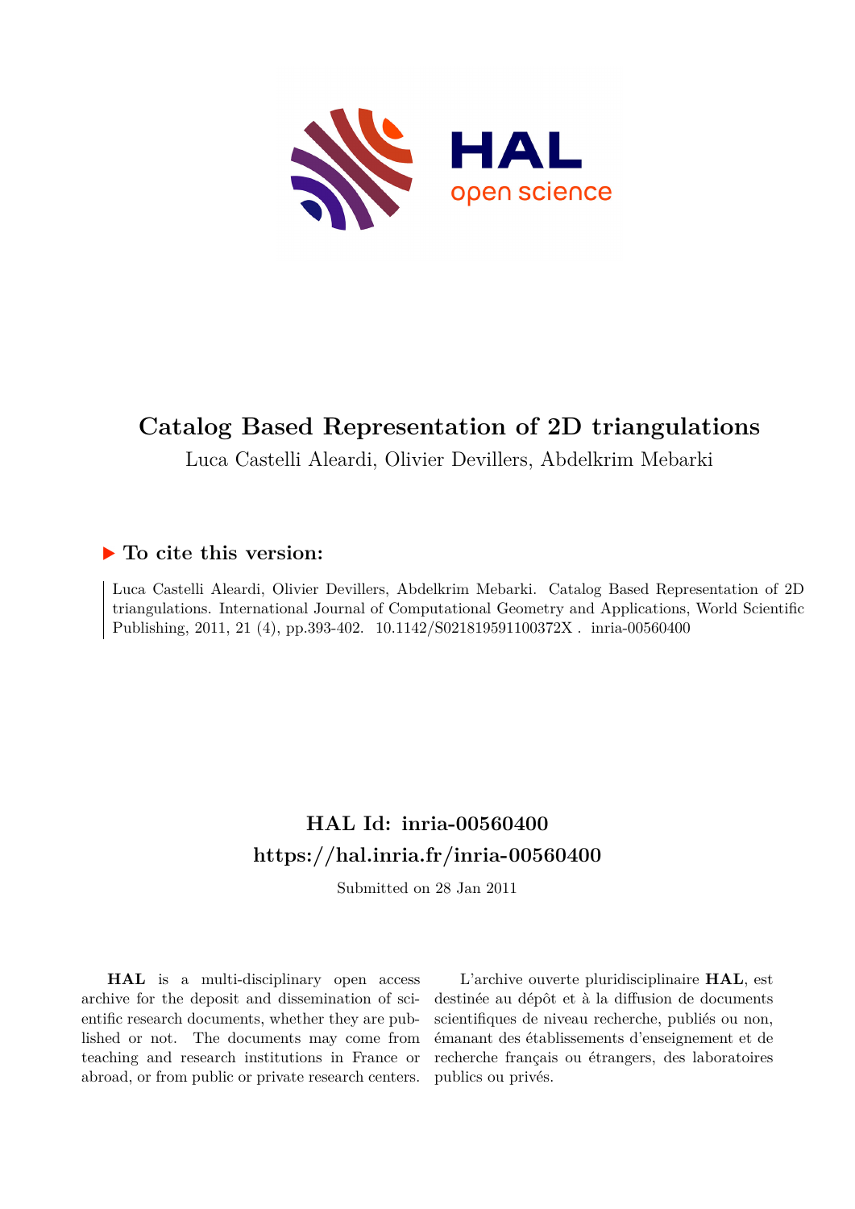# Catalog Based Representation of 2D triangulations

Luca Castelli Aleardi, Olivier Devillers, Abdelkrim Mebarki

## ▶ To cite this version:

Luca Castelli Aleardi, Olivier Devillers, Abdelkrim Mebarki. Catalog Based Representation of 2D triangulations. International Journal of Computational Geometry and Applications, World Scientific Publishing, 2011, 21 (4), pp.393-402. 10.1142/S021819591100372X . inria-00560400

## HAL Id: inria-00560400

## https://hal.inria.fr/inria-00560400

Submitted on 28 Jan 2011

**HAL** is a multi-disciplinary open access archive for the deposit and dissemination of scientific research documents, whether they are published or not. The documents may come from teaching and research institutions in France or abroad, or from public or private research centers.

L'archive ouverte pluridisciplinaire **HAL**, est destinée au dépôt et à la diffusion de documents scientifiques de niveau recherche, publiés ou non, émanant des établissements d'enseignement et de recherche français ou étrangers, des laboratoires publics ou privés.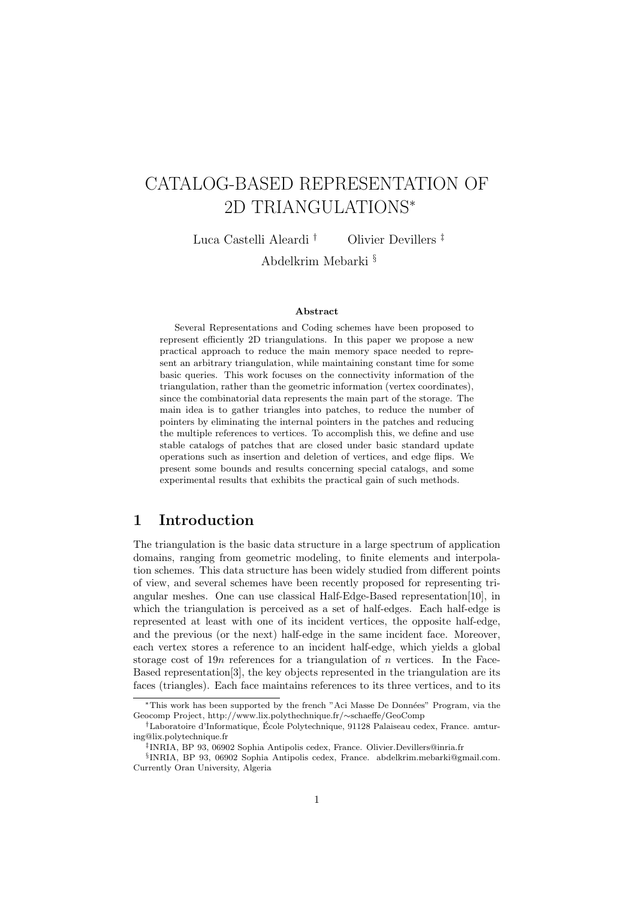# CATALOG-BASED REPRESENTATION OF 2D TRIANGULATIONS*

Luca Castelli Aleardi † Olivier Devillers ‡

Abdelkrim Mebarki §

### Abstract

Several Representations and Coding schemes have been proposed to represent efficiently 2D triangulations. In this paper we propose a new practical approach to reduce the main memory space needed to represent an arbitrary triangulation, while maintaining constant time for some basic queries. This work focuses on the connectivity information of the triangulation, rather than the geometric information (vertex coordinates), since the combinatorial data represents the main part of the storage. The main idea is to gather triangles into patches, to reduce the number of pointers by eliminating the internal pointers in the patches and reducing the multiple references to vertices. To accomplish this, we define and use stable catalogs of patches that are closed under basic standard update operations such as insertion and deletion of vertices, and edge flips. We present some bounds and results concerning special catalogs, and some experimental results that exhibits the practical gain of such methods.

## 1 Introduction

The triangulation is the basic data structure in a large spectrum of application domains, ranging from geometric modeling, to finite elements and interpolation schemes. This data structure has been widely studied from different points of view, and several schemes have been recently proposed for representing triangular meshes. One can use classical Half-Edge-Based representation[10], in which the triangulation is perceived as a set of half-edges. Each half-edge is represented at least with one of its incident vertices, the opposite half-edge, and the previous (or the next) half-edge in the same incident face. Moreover, each vertex stores a reference to an incident half-edge, which yields a global storage cost of $19n$ references for a triangulation of $n$ vertices. In the Face-Based representation[3], the key objects represented in the triangulation are its faces (triangles). Each face maintains references to its three vertices, and to its

---

*This work has been supported by the french "Aci Masse De Données" Program, via the Geocomp Project, http://www.lix.polythechnique.fr/∼schaeffe/GeoComp

†Laboratoire d'Informatique, École Polytechnique, 91128 Palaiseau cedex, France. amturing@lix.polytechnique.fr

‡INRIA, BP 93, 06902 Sophia Antipolis cedex, France. Olivier.Devillers@inria.fr

§INRIA, BP 93, 06902 Sophia Antipolis cedex, France. abdelkrim.mebarki@gmail.com. Currently Oran University, Algeria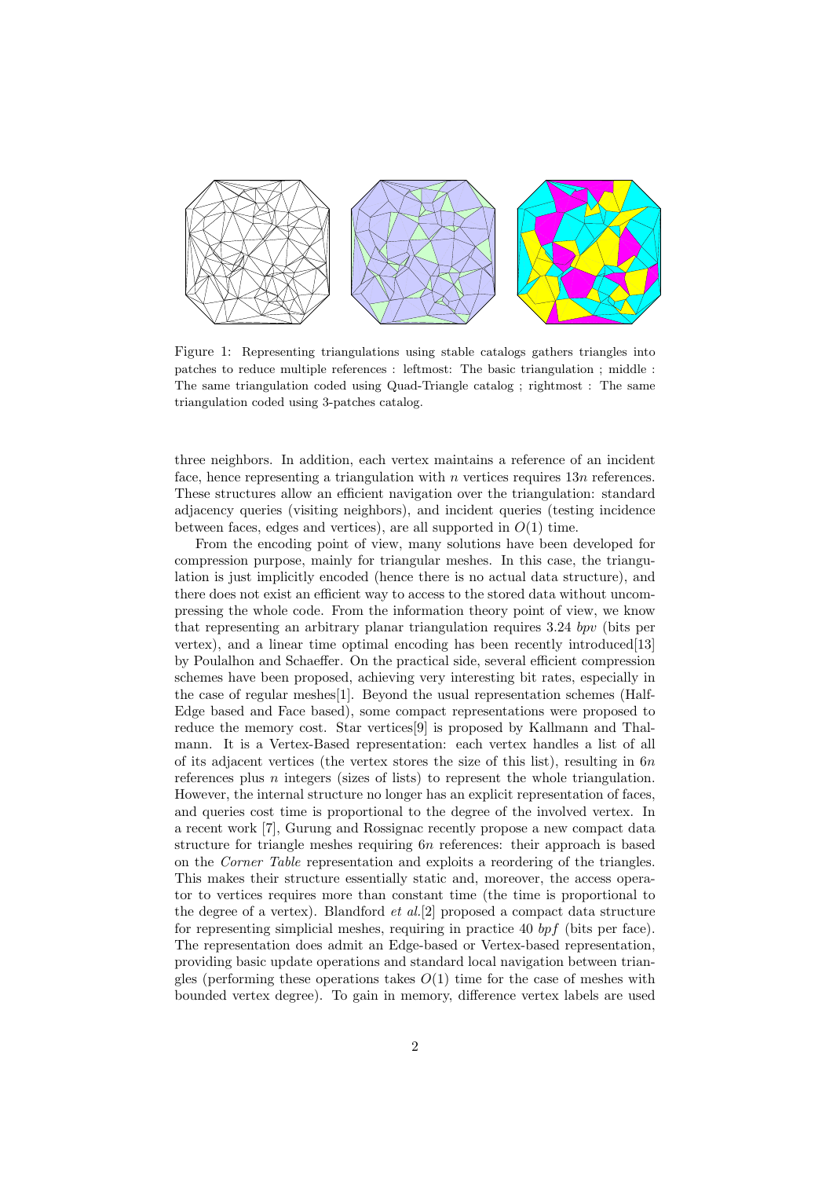Figure 1: Representing triangulations using stable catalogs gathers triangles into patches to reduce multiple references : leftmost: The basic triangulation ; middle : The same triangulation coded using Quad-Triangle catalog ; rightmost : The same triangulation coded using 3-patches catalog.

three neighbors. In addition, each vertex maintains a reference of an incident face, hence representing a triangulation with $n$ vertices requires $13n$ references. These structures allow an efficient navigation over the triangulation: standard adjacency queries (visiting neighbors), and incident queries (testing incidence between faces, edges and vertices), are all supported in $O(1)$ time.

From the encoding point of view, many solutions have been developed for compression purpose, mainly for triangular meshes. In this case, the triangulation is just implicitly encoded (hence there is no actual data structure), and there does not exist an efficient way to access to the stored data without uncompressing the whole code. From the information theory point of view, we know that representing an arbitrary planar triangulation requires 3.24 *bpv* (bits per vertex), and a linear time optimal encoding has been recently introduced[13] by Poulalhon and Schaeffer. On the practical side, several efficient compression schemes have been proposed, achieving very interesting bit rates, especially in the case of regular meshes[1]. Beyond the usual representation schemes (Half-Edge based and Face based), some compact representations were proposed to reduce the memory cost. Star vertices[9] is proposed by Kallmann and Thalmann. It is a Vertex-Based representation: each vertex handles a list of all of its adjacent vertices (the vertex stores the size of this list), resulting in $6n$ references plus $n$ integers (sizes of lists) to represent the whole triangulation. However, the internal structure no longer has an explicit representation of faces, and queries cost time is proportional to the degree of the involved vertex. In a recent work [7], Gurung and Rossignac recently propose a new compact data structure for triangle meshes requiring $6n$ references: their approach is based on the *Corner Table* representation and exploits a reordering of the triangles. This makes their structure essentially static and, moreover, the access operator to vertices requires more than constant time (the time is proportional to the degree of a vertex). Blandford *et al.*[2] proposed a compact data structure for representing simplicial meshes, requiring in practice 40 *bpf* (bits per face). The representation does admit an Edge-based or Vertex-based representation, providing basic update operations and standard local navigation between triangles (performing these operations takes $O(1)$ time for the case of meshes with bounded vertex degree). To gain in memory, difference vertex labels are used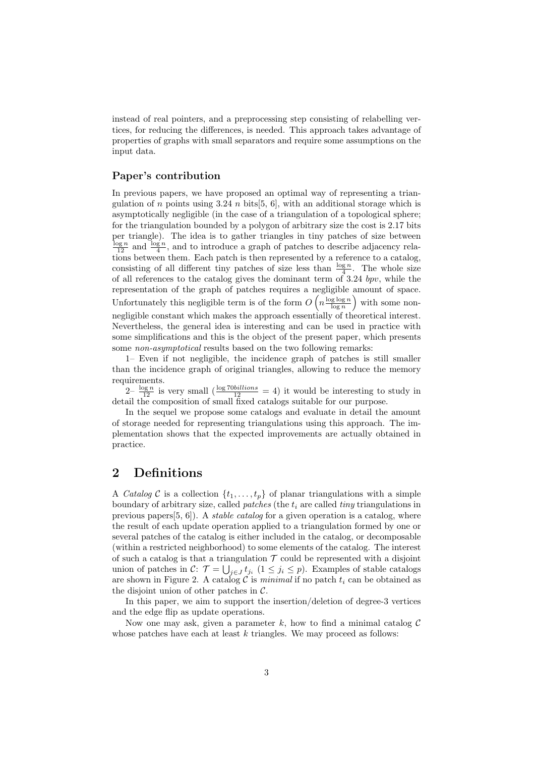instead of real pointers, and a preprocessing step consisting of relabelling vertices, for reducing the differences, is needed. This approach takes advantage of properties of graphs with small separators and require some assumptions on the input data.

### Paper's contribution

In previous papers, we have proposed an optimal way of representing a triangulation of $n$ points using $3.24\ n$ bits[5, 6], with an additional storage which is asymptotically negligible (in the case of a triangulation of a topological sphere; for the triangulation bounded by a polygon of arbitrary size the cost is 2.17 bits per triangle). The idea is to gather triangles in tiny patches of size between $\frac{\log n}{12}$ and $\frac{\log n}{4}$, and to introduce a graph of patches to describe adjacency relations between them. Each patch is then represented by a reference to a catalog, consisting of all different tiny patches of size less than $\frac{\log n}{4}$. The whole size of all references to the catalog gives the dominant term of 3.24 *bpv*, while the representation of the graph of patches requires a negligible amount of space. Unfortunately this negligible term is of the form $O\left(n\frac{\log\log n}{\log n}\right)$ with some non-negligible constant which makes the approach essentially of theoretical interest. Nevertheless, the general idea is interesting and can be used in practice with some simplifications and this is the object of the present paper, which presents some *non-asymptotical* results based on the two following remarks:

1– Even if not negligible, the incidence graph of patches is still smaller than the incidence graph of original triangles, allowing to reduce the memory requirements.

2– $\frac{\log n}{12}$ is very small ($\frac{\log 70billions}{12} = 4$) it would be interesting to study in detail the composition of small fixed catalogs suitable for our purpose.

In the sequel we propose some catalogs and evaluate in detail the amount of storage needed for representing triangulations using this approach. The implementation shows that the expected improvements are actually obtained in practice.

## 2 Definitions

A *Catalog* $\mathcal{C}$ is a collection $\{t_1, \ldots, t_p\}$ of planar triangulations with a simple boundary of arbitrary size, called *patches* (the $t_i$ are called *tiny* triangulations in previous papers[5, 6]). A *stable catalog* for a given operation is a catalog, where the result of each update operation applied to a triangulation formed by one or several patches of the catalog is either included in the catalog, or decomposable (within a restricted neighborhood) to some elements of the catalog. The interest of such a catalog is that a triangulation $\mathcal{T}$ could be represented with a disjoint union of patches in $\mathcal{C}$: $\mathcal{T} = \bigcup_{j \in J} t_{j_i}$ $(1 \leq j_i \leq p)$. Examples of stable catalogs are shown in Figure 2. A catalog $\mathcal{C}$ is *minimal* if no patch $t_i$ can be obtained as the disjoint union of other patches in $\mathcal{C}$.

In this paper, we aim to support the insertion/deletion of degree-3 vertices and the edge flip as update operations.

Now one may ask, given a parameter $k$, how to find a minimal catalog $\mathcal{C}$ whose patches have each at least $k$ triangles. We may proceed as follows: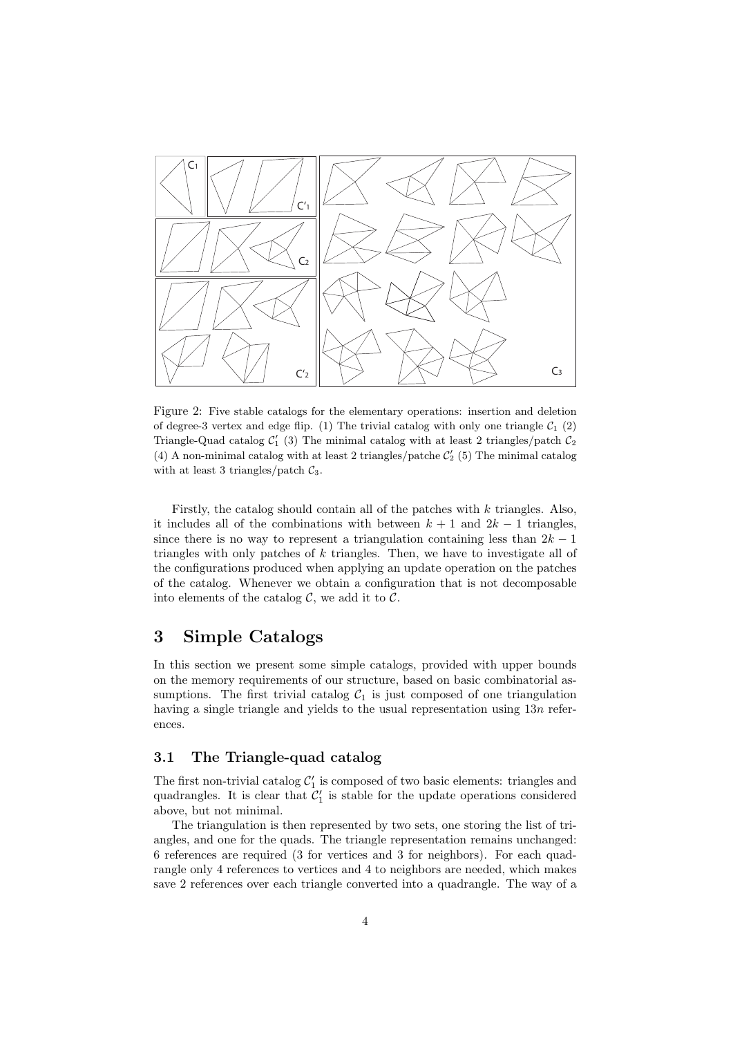Figure 2: Five stable catalogs for the elementary operations: insertion and deletion of degree-3 vertex and edge flip. (1) The trivial catalog with only one triangle $\mathcal{C}_1$ (2) Triangle-Quad catalog $\mathcal{C}'_1$ (3) The minimal catalog with at least 2 triangles/patch $\mathcal{C}_2$ (4) A non-minimal catalog with at least 2 triangles/patche $\mathcal{C}'_2$ (5) The minimal catalog with at least 3 triangles/patch $\mathcal{C}_3$.

Firstly, the catalog should contain all of the patches with $k$ triangles. Also, it includes all of the combinations with between $k+1$ and $2k-1$ triangles, since there is no way to represent a triangulation containing less than $2k-1$ triangles with only patches of $k$ triangles. Then, we have to investigate all of the configurations produced when applying an update operation on the patches of the catalog. Whenever we obtain a configuration that is not decomposable into elements of the catalog $\mathcal{C}$, we add it to $\mathcal{C}$.

# 3 Simple Catalogs

In this section we present some simple catalogs, provided with upper bounds on the memory requirements of our structure, based on basic combinatorial assumptions. The first trivial catalog $\mathcal{C}_1$ is just composed of one triangulation having a single triangle and yields to the usual representation using $13n$ references.

## 3.1 The Triangle-quad catalog

The first non-trivial catalog $\mathcal{C}'_1$ is composed of two basic elements: triangles and quadrangles. It is clear that $\mathcal{C}'_1$ is stable for the update operations considered above, but not minimal.

The triangulation is then represented by two sets, one storing the list of triangles, and one for the quads. The triangle representation remains unchanged: 6 references are required (3 for vertices and 3 for neighbors). For each quadrangle only 4 references to vertices and 4 to neighbors are needed, which makes save 2 references over each triangle converted into a quadrangle. The way of a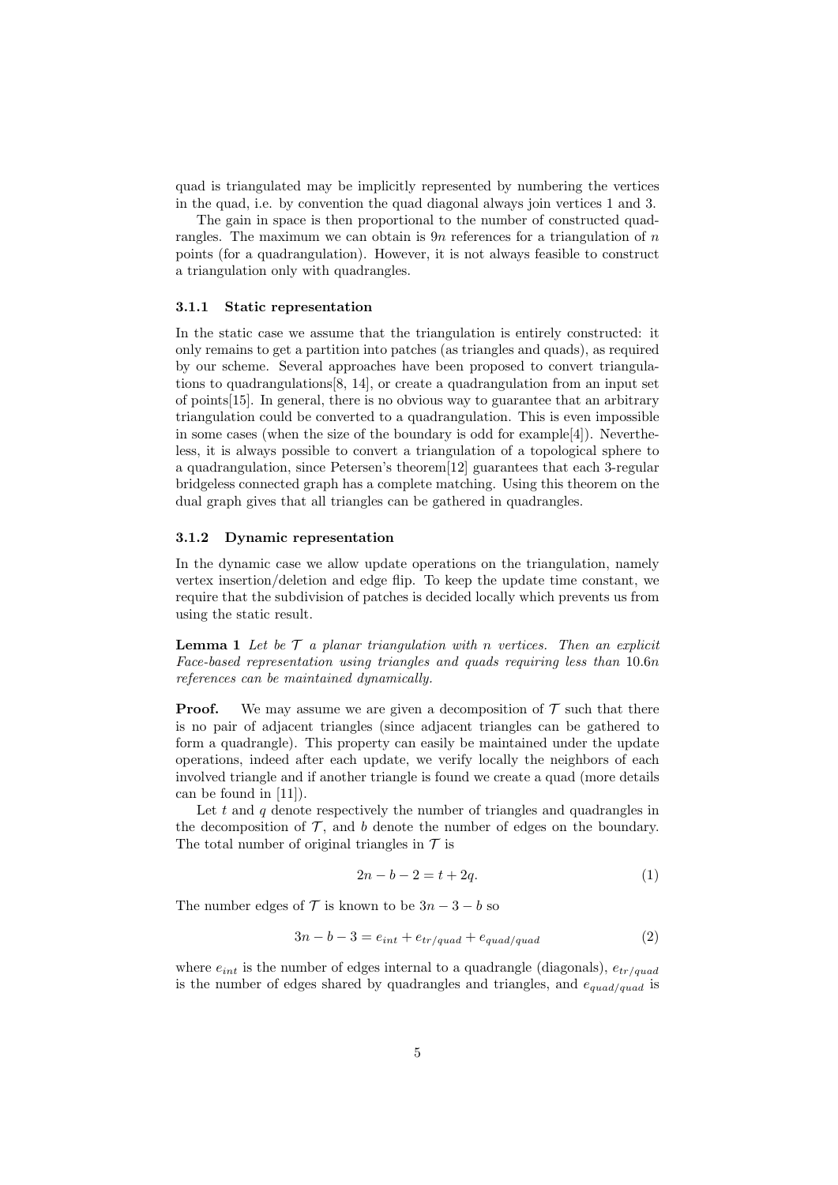quad is triangulated may be implicitly represented by numbering the vertices in the quad, i.e. by convention the quad diagonal always join vertices 1 and 3.

The gain in space is then proportional to the number of constructed quadrangles. The maximum we can obtain is $9n$ references for a triangulation of $n$ points (for a quadrangulation). However, it is not always feasible to construct a triangulation only with quadrangles.

#### 3.1.1 Static representation

In the static case we assume that the triangulation is entirely constructed: it only remains to get a partition into patches (as triangles and quads), as required by our scheme. Several approaches have been proposed to convert triangulations to quadrangulations[8, 14], or create a quadrangulation from an input set of points[15]. In general, there is no obvious way to guarantee that an arbitrary triangulation could be converted to a quadrangulation. This is even impossible in some cases (when the size of the boundary is odd for example[4]). Nevertheless, it is always possible to convert a triangulation of a topological sphere to a quadrangulation, since Petersen's theorem[12] guarantees that each 3-regular bridgeless connected graph has a complete matching. Using this theorem on the dual graph gives that all triangles can be gathered in quadrangles.

#### 3.1.2 Dynamic representation

In the dynamic case we allow update operations on the triangulation, namely vertex insertion/deletion and edge flip. To keep the update time constant, we require that the subdivision of patches is decided locally which prevents us from using the static result.

**Lemma 1** *Let be $\mathcal{T}$ a planar triangulation with $n$ vertices. Then an explicit Face-based representation using triangles and quads requiring less than $10.6n$ references can be maintained dynamically.*

**Proof.** We may assume we are given a decomposition of $\mathcal{T}$ such that there is no pair of adjacent triangles (since adjacent triangles can be gathered to form a quadrangle). This property can easily be maintained under the update operations, indeed after each update, we verify locally the neighbors of each involved triangle and if another triangle is found we create a quad (more details can be found in [11]).

Let $t$ and $q$ denote respectively the number of triangles and quadrangles in the decomposition of $\mathcal{T}$, and $b$ denote the number of edges on the boundary. The total number of original triangles in $\mathcal{T}$ is

$$2n - b - 2 = t + 2q. \tag{1}$$

The number edges of $\mathcal{T}$ is known to be $3n - 3 - b$ so

$$3n - b - 3 = e_{int} + e_{tr/quad} + e_{quad/quad} \tag{2}$$

where $e_{int}$ is the number of edges internal to a quadrangle (diagonals), $e_{tr/quad}$ is the number of edges shared by quadrangles and triangles, and $e_{quad/quad}$ is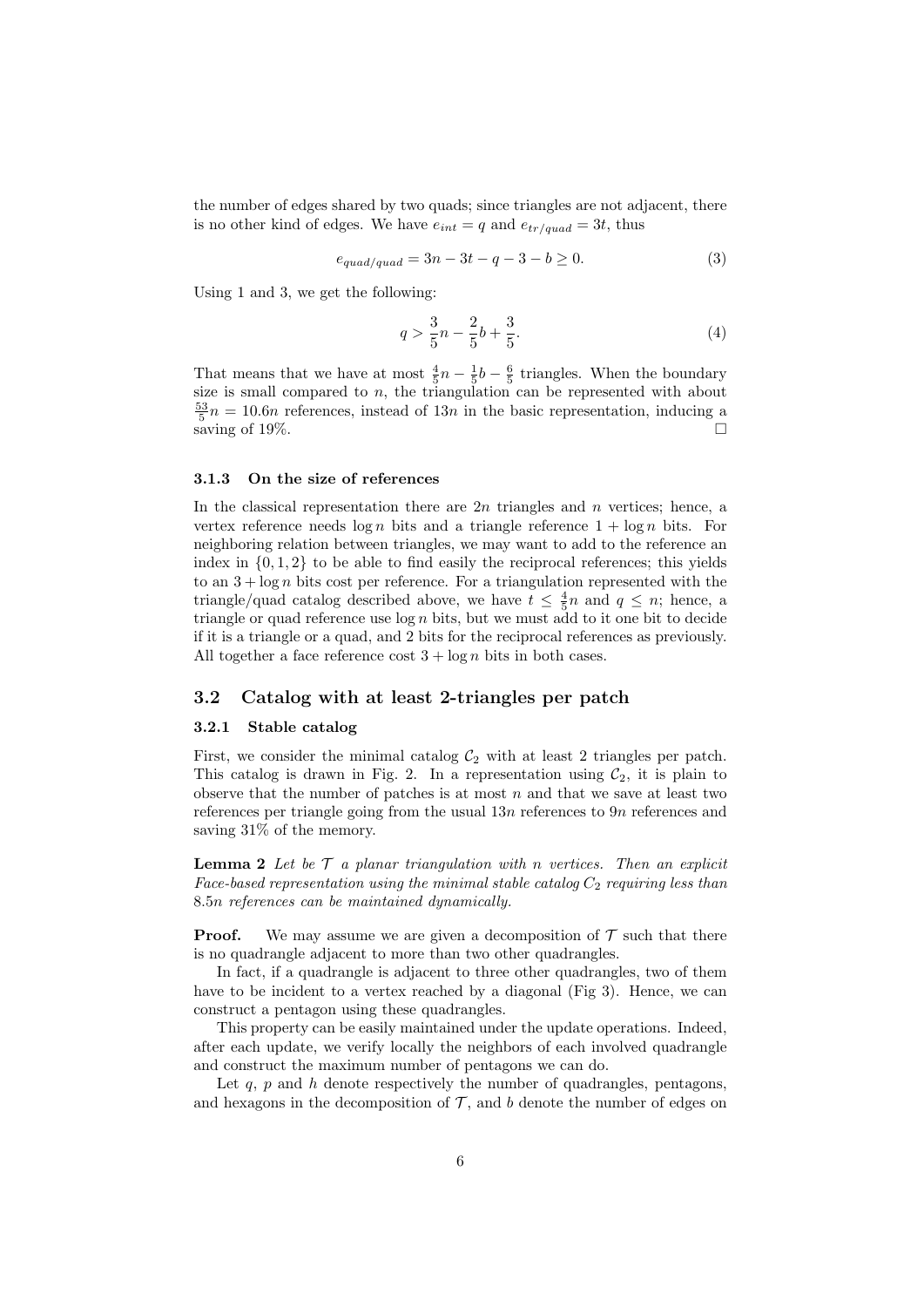the number of edges shared by two quads; since triangles are not adjacent, there is no other kind of edges. We have $e_{int} = q$ and $e_{tr/quad} = 3t$, thus

$$e_{quad/quad} = 3n - 3t - q - 3 - b \geq 0. \tag{3}$$

Using 1 and 3, we get the following:

$$q > \frac{3}{5}n - \frac{2}{5}b + \frac{3}{5}. \tag{4}$$

That means that we have at most $\frac{4}{5}n - \frac{1}{5}b - \frac{6}{5}$ triangles. When the boundary size is small compared to $n$, the triangulation can be represented with about $\frac{53}{5}n = 10.6n$ references, instead of $13n$ in the basic representation, inducing a saving of 19%. □

#### 3.1.3 On the size of references

In the classical representation there are $2n$ triangles and $n$ vertices; hence, a vertex reference needs $\log n$ bits and a triangle reference $1 + \log n$ bits. For neighboring relation between triangles, we may want to add to the reference an index in $\{0, 1, 2\}$ to be able to find easily the reciprocal references; this yields to an $3 + \log n$ bits cost per reference. For a triangulation represented with the triangle/quad catalog described above, we have $t \leq \frac{4}{5}n$ and $q \leq n$; hence, a triangle or quad reference use $\log n$ bits, but we must add to it one bit to decide if it is a triangle or a quad, and 2 bits for the reciprocal references as previously. All together a face reference cost $3 + \log n$ bits in both cases.

### 3.2 Catalog with at least 2-triangles per patch

#### 3.2.1 Stable catalog

First, we consider the minimal catalog $\mathcal{C}_2$ with at least 2 triangles per patch. This catalog is drawn in Fig. 2. In a representation using $\mathcal{C}_2$, it is plain to observe that the number of patches is at most $n$ and that we save at least two references per triangle going from the usual $13n$ references to $9n$ references and saving 31% of the memory.

**Lemma 2** *Let be $\mathcal{T}$ a planar triangulation with $n$ vertices. Then an explicit Face-based representation using the minimal stable catalog $C_2$ requiring less than $8.5n$ references can be maintained dynamically.*

**Proof.** We may assume we are given a decomposition of $\mathcal{T}$ such that there is no quadrangle adjacent to more than two other quadrangles.

In fact, if a quadrangle is adjacent to three other quadrangles, two of them have to be incident to a vertex reached by a diagonal (Fig 3). Hence, we can construct a pentagon using these quadrangles.

This property can be easily maintained under the update operations. Indeed, after each update, we verify locally the neighbors of each involved quadrangle and construct the maximum number of pentagons we can do.

Let $q$, $p$ and $h$ denote respectively the number of quadrangles, pentagons, and hexagons in the decomposition of $\mathcal{T}$, and $b$ denote the number of edges on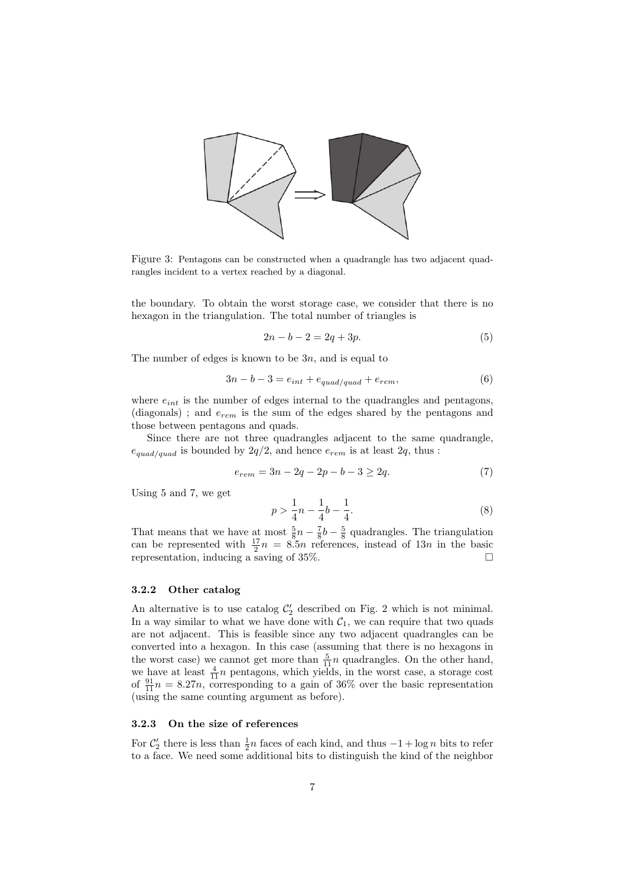Figure 3: Pentagons can be constructed when a quadrangle has two adjacent quadrangles incident to a vertex reached by a diagonal.

the boundary. To obtain the worst storage case, we consider that there is no hexagon in the triangulation. The total number of triangles is

$$2n - b - 2 = 2q + 3p. \tag{5}$$

The number of edges is known to be $3n$, and is equal to

$$3n - b - 3 = e_{int} + e_{quad/quad} + e_{rem}, \tag{6}$$

where $e_{int}$ is the number of edges internal to the quadrangles and pentagons, (diagonals) ; and $e_{rem}$ is the sum of the edges shared by the pentagons and those between pentagons and quads.

Since there are not three quadrangles adjacent to the same quadrangle, $e_{quad/quad}$ is bounded by $2q/2$, and hence $e_{rem}$ is at least $2q$, thus :

$$e_{rem} = 3n - 2q - 2p - b - 3 \geq 2q. \tag{7}$$

Using 5 and 7, we get

$$p > \frac{1}{4}n - \frac{1}{4}b - \frac{1}{4}. \tag{8}$$

That means that we have at most $\frac{5}{8}n - \frac{7}{8}b - \frac{5}{8}$ quadrangles. The triangulation can be represented with $\frac{17}{2}n = 8.5n$ references, instead of $13n$ in the basic representation, inducing a saving of 35%. □

#### 3.2.2 Other catalog

An alternative is to use catalog $\mathcal{C}_2'$ described on Fig. 2 which is not minimal. In a way similar to what we have done with $\mathcal{C}_1$, we can require that two quads are not adjacent. This is feasible since any two adjacent quadrangles can be converted into a hexagon. In this case (assuming that there is no hexagons in the worst case) we cannot get more than $\frac{5}{11}n$ quadrangles. On the other hand, we have at least $\frac{4}{11}n$ pentagons, which yields, in the worst case, a storage cost of $\frac{91}{11}n = 8.27n$, corresponding to a gain of 36% over the basic representation (using the same counting argument as before).

#### 3.2.3 On the size of references

For $\mathcal{C}_2'$ there is less than $\frac{1}{2}n$ faces of each kind, and thus $-1 + \log n$ bits to refer to a face. We need some additional bits to distinguish the kind of the neighbor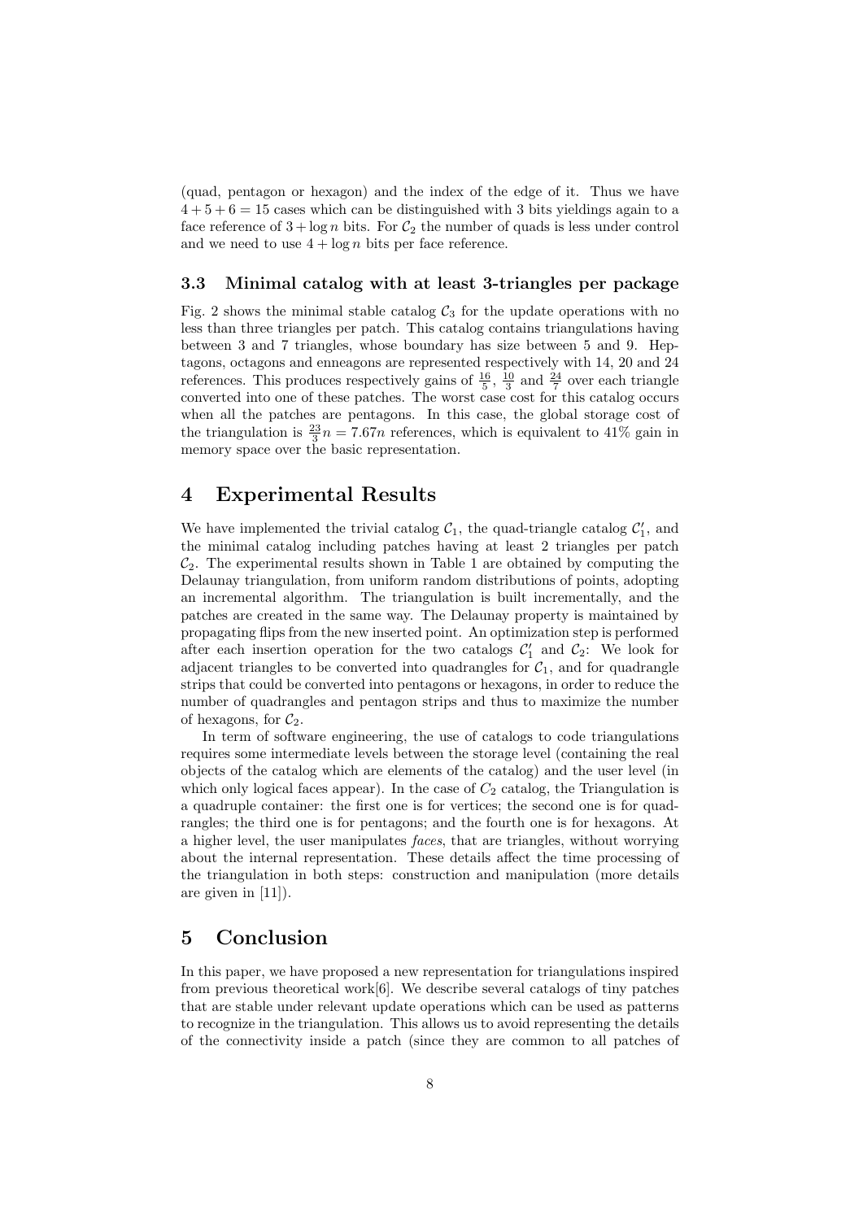(quad, pentagon or hexagon) and the index of the edge of it. Thus we have $4+5+6=15$ cases which can be distinguished with 3 bits yieldings again to a face reference of $3+\log n$ bits. For $\mathcal{C}_2$ the number of quads is less under control and we need to use $4+\log n$ bits per face reference.

### 3.3 Minimal catalog with at least 3-triangles per package

Fig. 2 shows the minimal stable catalog $\mathcal{C}_3$ for the update operations with no less than three triangles per patch. This catalog contains triangulations having between 3 and 7 triangles, whose boundary has size between 5 and 9. Heptagons, octagons and enneagons are represented respectively with 14, 20 and 24 references. This produces respectively gains of $\frac{16}{5}$, $\frac{10}{3}$ and $\frac{24}{7}$ over each triangle converted into one of these patches. The worst case cost for this catalog occurs when all the patches are pentagons. In this case, the global storage cost of the triangulation is $\frac{23}{3}n = 7.67n$ references, which is equivalent to 41% gain in memory space over the basic representation.

## 4 Experimental Results

We have implemented the trivial catalog $\mathcal{C}_1$, the quad-triangle catalog $\mathcal{C}'_1$, and the minimal catalog including patches having at least 2 triangles per patch $\mathcal{C}_2$. The experimental results shown in Table 1 are obtained by computing the Delaunay triangulation, from uniform random distributions of points, adopting an incremental algorithm. The triangulation is built incrementally, and the patches are created in the same way. The Delaunay property is maintained by propagating flips from the new inserted point. An optimization step is performed after each insertion operation for the two catalogs $\mathcal{C}'_1$ and $\mathcal{C}_2$: We look for adjacent triangles to be converted into quadrangles for $\mathcal{C}_1$, and for quadrangle strips that could be converted into pentagons or hexagons, in order to reduce the number of quadrangles and pentagon strips and thus to maximize the number of hexagons, for $\mathcal{C}_2$.

In term of software engineering, the use of catalogs to code triangulations requires some intermediate levels between the storage level (containing the real objects of the catalog which are elements of the catalog) and the user level (in which only logical faces appear). In the case of $C_2$ catalog, the Triangulation is a quadruple container: the first one is for vertices; the second one is for quadrangles; the third one is for pentagons; and the fourth one is for hexagons. At a higher level, the user manipulates *faces*, that are triangles, without worrying about the internal representation. These details affect the time processing of the triangulation in both steps: construction and manipulation (more details are given in [11]).

## 5 Conclusion

In this paper, we have proposed a new representation for triangulations inspired from previous theoretical work[6]. We describe several catalogs of tiny patches that are stable under relevant update operations which can be used as patterns to recognize in the triangulation. This allows us to avoid representing the details of the connectivity inside a patch (since they are common to all patches of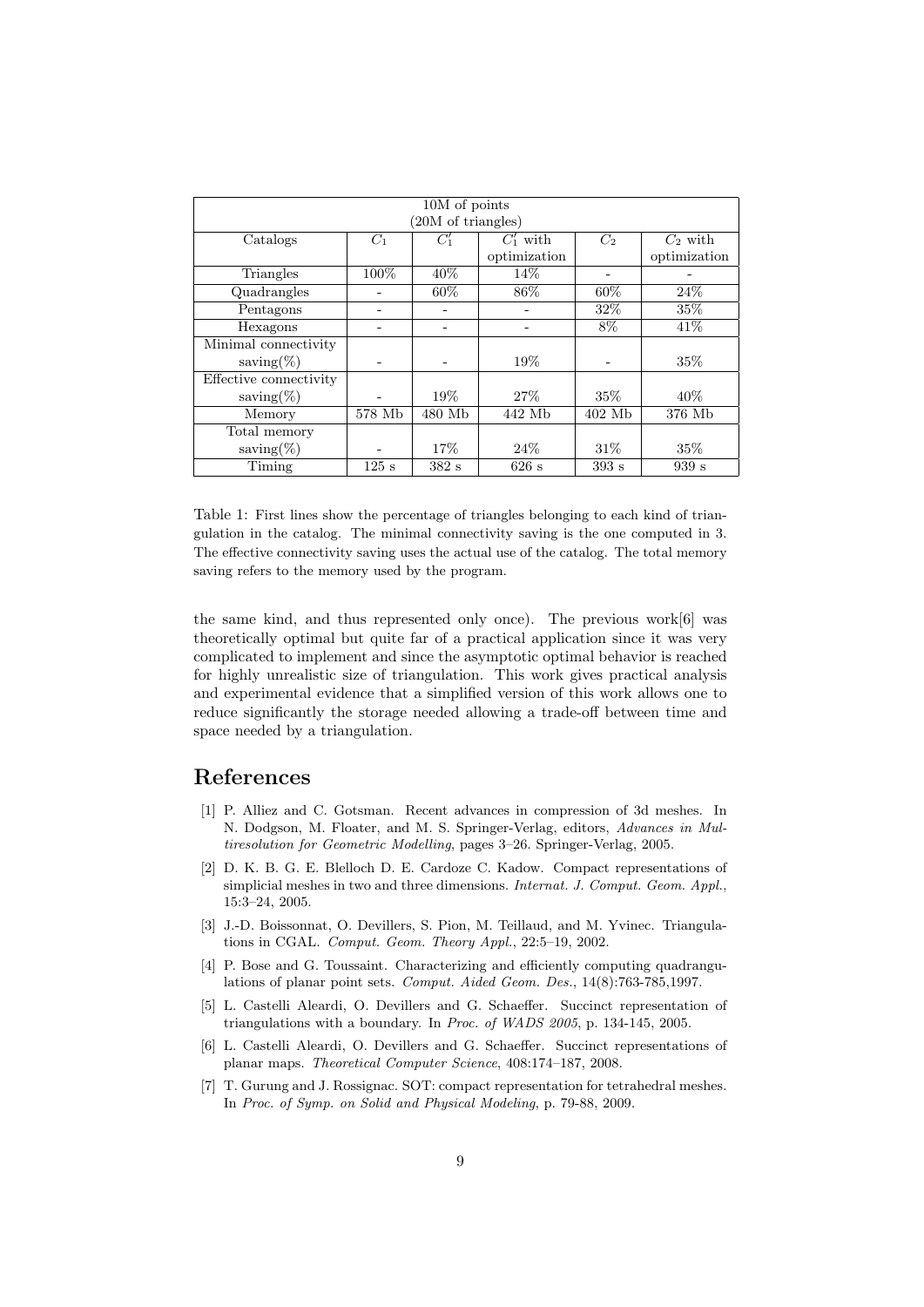| 10M of points (20M of triangles) | | | | | |
|---|---|---|---|---|---|
| Catalogs | $C_1$ | $C_1'$ | $C_1'$ with optimization | $C_2$ | $C_2$ with optimization |
| Triangles | 100% | 40% | 14% | - | - |
| Quadrangles | - | 60% | 86% | 60% | 24% |
| Pentagons | - | - | - | 32% | 35% |
| Hexagons | - | - | - | 8% | 41% |
| Minimal connectivity saving(%) | - | - | 19% | - | 35% |
| Effective connectivity saving(%) | - | 19% | 27% | 35% | 40% |
| Memory | 578 Mb | 480 Mb | 442 Mb | 402 Mb | 376 Mb |
| Total memory saving(%) | - | 17% | 24% | 31% | 35% |
| Timing | 125 s | 382 s | 626 s | 393 s | 939 s |

Table 1: First lines show the percentage of triangles belonging to each kind of triangulation in the catalog. The minimal connectivity saving is the one computed in 3. The effective connectivity saving uses the actual use of the catalog. The total memory saving refers to the memory used by the program.

the same kind, and thus represented only once). The previous work[6] was theoretically optimal but quite far of a practical application since it was very complicated to implement and since the asymptotic optimal behavior is reached for highly unrealistic size of triangulation. This work gives practical analysis and experimental evidence that a simplified version of this work allows one to reduce significantly the storage needed allowing a trade-off between time and space needed by a triangulation.

## References

[1] P. Alliez and C. Gotsman. Recent advances in compression of 3d meshes. In N. Dodgson, M. Floater, and M. S. Springer-Verlag, editors, *Advances in Multiresolution for Geometric Modelling*, pages 3–26. Springer-Verlag, 2005.

[2] D. K. B. G. E. Blelloch D. E. Cardoze C. Kadow. Compact representations of simplicial meshes in two and three dimensions. *Internat. J. Comput. Geom. Appl.*, 15:3–24, 2005.

[3] J.-D. Boissonnat, O. Devillers, S. Pion, M. Teillaud, and M. Yvinec. Triangulations in CGAL. *Comput. Geom. Theory Appl.*, 22:5–19, 2002.

[4] P. Bose and G. Toussaint. Characterizing and efficiently computing quadrangulations of planar point sets. *Comput. Aided Geom. Des.*, 14(8):763-785,1997.

[5] L. Castelli Aleardi, O. Devillers and G. Schaeffer. Succinct representation of triangulations with a boundary. In *Proc. of WADS 2005*, p. 134-145, 2005.

[6] L. Castelli Aleardi, O. Devillers and G. Schaeffer. Succinct representations of planar maps. *Theoretical Computer Science*, 408:174–187, 2008.

[7] T. Gurung and J. Rossignac. SOT: compact representation for tetrahedral meshes. In *Proc. of Symp. on Solid and Physical Modeling*, p. 79-88, 2009.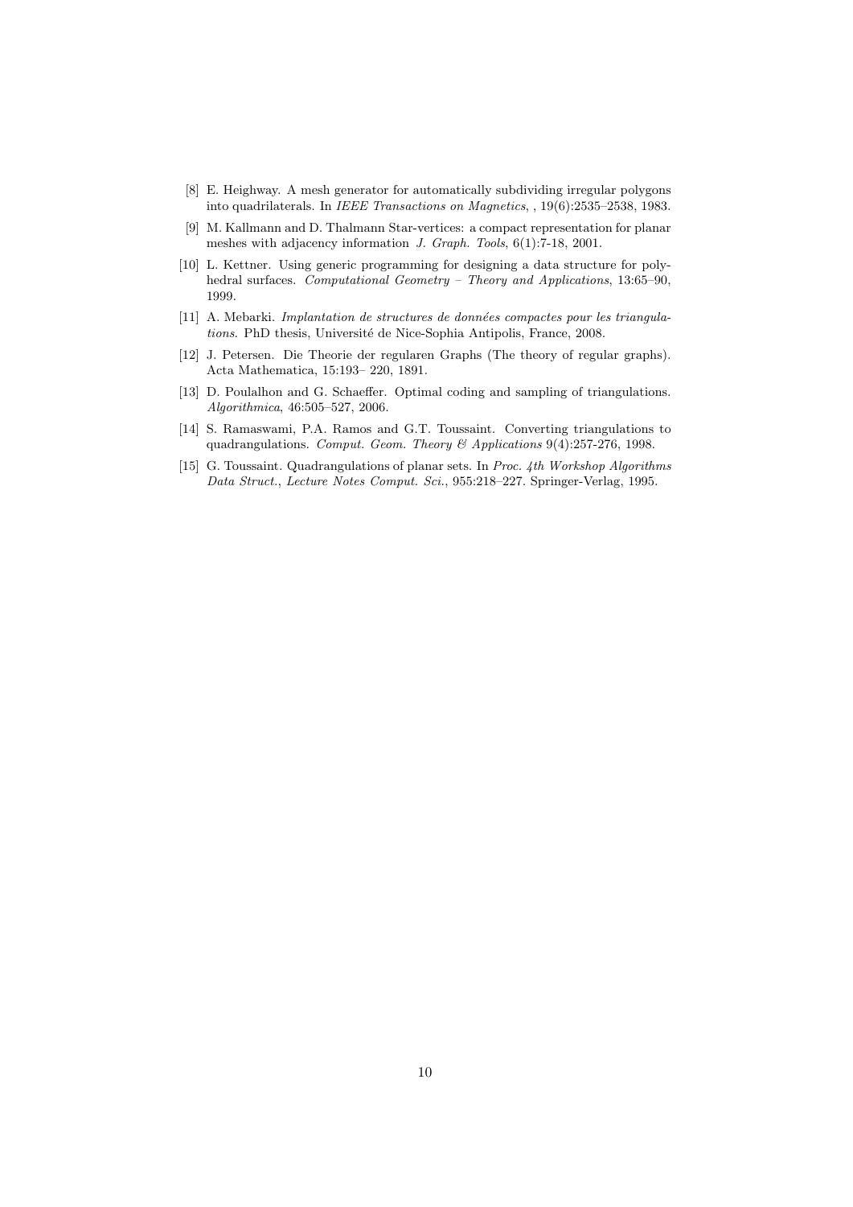[8] E. Heighway. A mesh generator for automatically subdividing irregular polygons into quadrilaterals. In *IEEE Transactions on Magnetics*, , 19(6):2535–2538, 1983.

[9] M. Kallmann and D. Thalmann Star-vertices: a compact representation for planar meshes with adjacency information *J. Graph. Tools*, 6(1):7-18, 2001.

[10] L. Kettner. Using generic programming for designing a data structure for polyhedral surfaces. *Computational Geometry – Theory and Applications*, 13:65–90, 1999.

[11] A. Mebarki. *Implantation de structures de données compactes pour les triangulations*. PhD thesis, Université de Nice-Sophia Antipolis, France, 2008.

[12] J. Petersen. Die Theorie der regularen Graphs (The theory of regular graphs). Acta Mathematica, 15:193– 220, 1891.

[13] D. Poulalhon and G. Schaeffer. Optimal coding and sampling of triangulations. *Algorithmica*, 46:505–527, 2006.

[14] S. Ramaswami, P.A. Ramos and G.T. Toussaint. Converting triangulations to quadrangulations. *Comput. Geom. Theory & Applications* 9(4):257-276, 1998.

[15] G. Toussaint. Quadrangulations of planar sets. In *Proc. 4th Workshop Algorithms Data Struct.*, *Lecture Notes Comput. Sci.*, 955:218–227. Springer-Verlag, 1995.